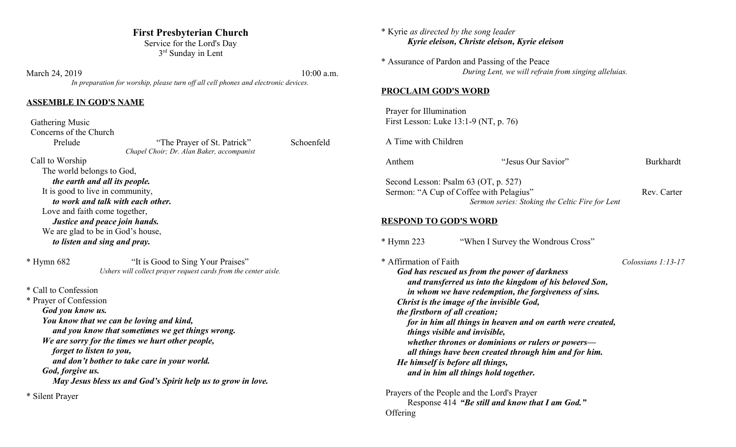# First Presbyterian Church

Service for the Lord's Day
3rd Sunday in Lent

March 24, 2019 10:00 a.m.

*In preparation for worship, please turn off all cell phones and electronic devices.*

## ASSEMBLE IN GOD'S NAME

Gathering Music
Concerns of the Church

Prelude "The Prayer of St. Patrick" Schoenfeld
*Chapel Choir; Dr. Alan Baker, accompanist*

Call to Worship

The world belongs to God,
***the earth and all its people.***
It is good to live in community,
***to work and talk with each other.***
Love and faith come together,
***Justice and peace join hands.***
We are glad to be in God's house,
***to listen and sing and pray.***

* Hymn 682 "It is Good to Sing Your Praises"
*Ushers will collect prayer request cards from the center aisle.*

* Call to Confession
* Prayer of Confession

***God you know us.***
***You know that we can be loving and kind,***
***and you know that sometimes we get things wrong.***
***We are sorry for the times we hurt other people,***
***forget to listen to you,***
***and don't bother to take care in your world.***
***God, forgive us.***
***May Jesus bless us and God's Spirit help us to grow in love.***

* Silent Prayer

* Kyrie *as directed by the song leader*
***Kyrie eleison, Christe eleison, Kyrie eleison***

* Assurance of Pardon and Passing of the Peace
*During Lent, we will refrain from singing alleluias.*

## PROCLAIM GOD'S WORD

Prayer for Illumination
First Lesson: Luke 13:1-9 (NT, p. 76)

A Time with Children

Anthem "Jesus Our Savior" Burkhardt

Second Lesson: Psalm 63 (OT, p. 527)
Sermon: "A Cup of Coffee with Pelagius" Rev. Carter
*Sermon series: Stoking the Celtic Fire for Lent*

## RESPOND TO GOD'S WORD

* Hymn 223 "When I Survey the Wondrous Cross"

* Affirmation of Faith *Colossians 1:13-17*

***God has rescued us from the power of darkness***
***and transferred us into the kingdom of his beloved Son,***
***in whom we have redemption, the forgiveness of sins.***
***Christ is the image of the invisible God,***
***the firstborn of all creation;***
***for in him all things in heaven and on earth were created,***
***things visible and invisible,***
***whether thrones or dominions or rulers or powers—***
***all things have been created through him and for him.***
***He himself is before all things,***
***and in him all things hold together.***

Prayers of the People and the Lord's Prayer
Response 414 ***"Be still and know that I am God."***

Offering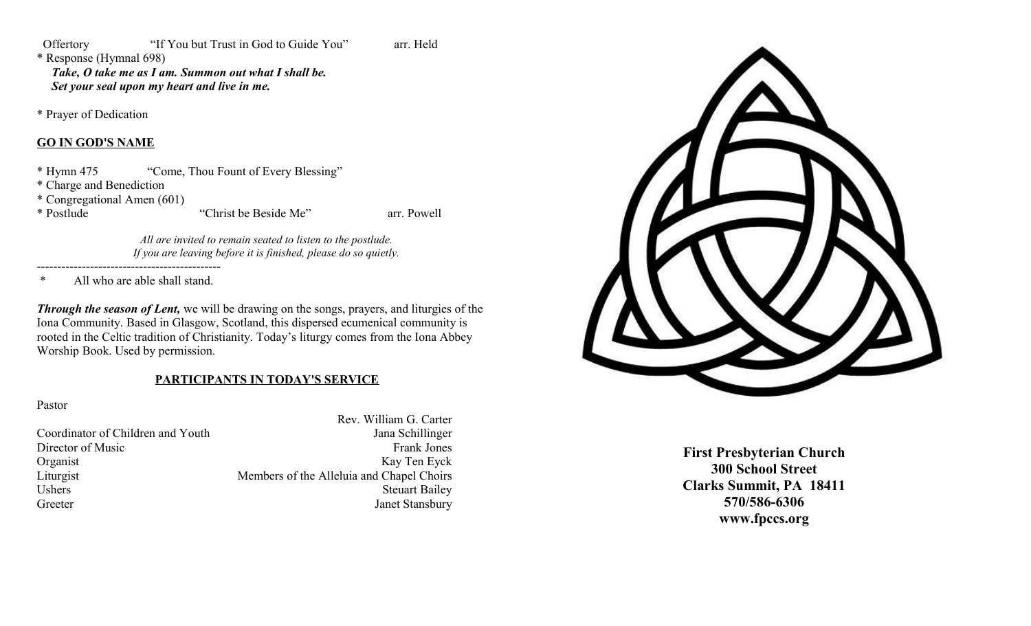Offertory "If You but Trust in God to Guide You" arr. Held

\* Response (Hymnal 698)

***Take, O take me as I am. Summon out what I shall be.***
***Set your seal upon my heart and live in me.***

\* Prayer of Dedication

**GO IN GOD'S NAME**

\* Hymn 475 "Come, Thou Fount of Every Blessing"

\* Charge and Benediction

\* Congregational Amen (601)

\* Postlude "Christ be Beside Me" arr. Powell

*All are invited to remain seated to listen to the postlude.*
*If you are leaving before it is finished, please do so quietly.*

---

\* All who are able shall stand.

***Through the season of Lent,*** we will be drawing on the songs, prayers, and liturgies of the Iona Community. Based in Glasgow, Scotland, this dispersed ecumenical community is rooted in the Celtic tradition of Christianity. Today's liturgy comes from the Iona Abbey Worship Book. Used by permission.

**PARTICIPANTS IN TODAY'S SERVICE**

| | |
|---|---|
| Pastor | Rev. William G. Carter |
| Coordinator of Children and Youth | Jana Schillinger |
| Director of Music | Frank Jones |
| Organist | Kay Ten Eyck |
| Liturgist | Members of the Alleluia and Chapel Choirs |
| Ushers | Steuart Bailey |
| Greeter | Janet Stansbury |

**First Presbyterian Church**
**300 School Street**
**Clarks Summit, PA 18411**
**570/586-6306**
**www.fpccs.org**